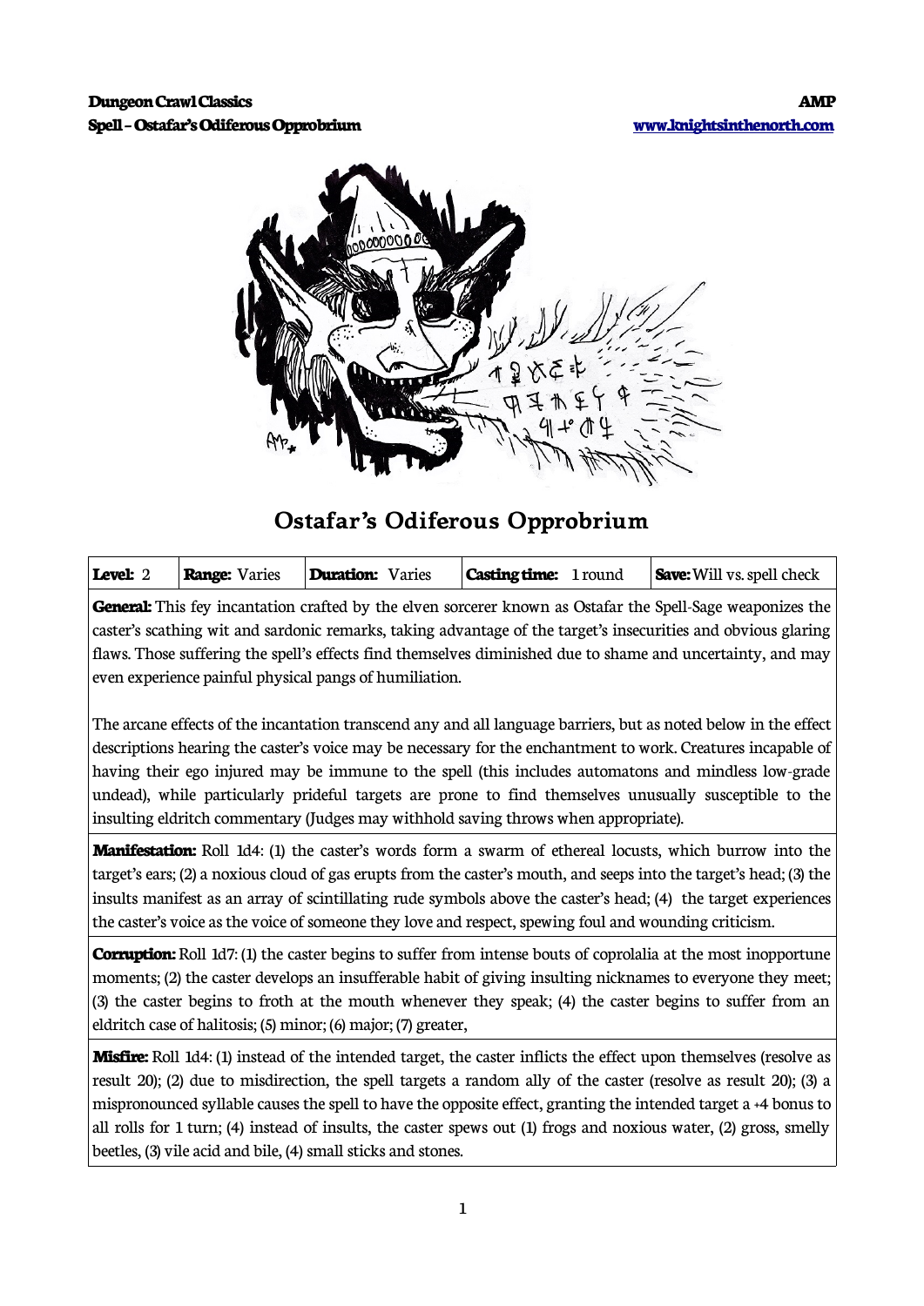# Ostafar's Odiferous Opprobrium

| **Level:** 2 | **Range:** Varies | **Duration:** Varies | **Casting time:** 1 round | **Save:** Will vs. spell check |
|---|---|---|---|---|

**General:** This fey incantation crafted by the elven sorcerer known as Ostafar the Spell-Sage weaponizes the caster's scathing wit and sardonic remarks, taking advantage of the target's insecurities and obvious glaring flaws. Those suffering the spell's effects find themselves diminished due to shame and uncertainty, and may even experience painful physical pangs of humiliation.

The arcane effects of the incantation transcend any and all language barriers, but as noted below in the effect descriptions hearing the caster's voice may be necessary for the enchantment to work. Creatures incapable of having their ego injured may be immune to the spell (this includes automatons and mindless low-grade undead), while particularly prideful targets are prone to find themselves unusually susceptible to the insulting eldritch commentary (Judges may withhold saving throws when appropriate).

**Manifestation:** Roll 1d4: (1) the caster's words form a swarm of ethereal locusts, which burrow into the target's ears; (2) a noxious cloud of gas erupts from the caster's mouth, and seeps into the target's head; (3) the insults manifest as an array of scintillating rude symbols above the caster's head; (4) the target experiences the caster's voice as the voice of someone they love and respect, spewing foul and wounding criticism.

**Corruption:** Roll 1d7: (1) the caster begins to suffer from intense bouts of coprolalia at the most inopportune moments; (2) the caster develops an insufferable habit of giving insulting nicknames to everyone they meet; (3) the caster begins to froth at the mouth whenever they speak; (4) the caster begins to suffer from an eldritch case of halitosis; (5) minor; (6) major; (7) greater,

**Misfire:** Roll 1d4: (1) instead of the intended target, the caster inflicts the effect upon themselves (resolve as result 20); (2) due to misdirection, the spell targets a random ally of the caster (resolve as result 20); (3) a mispronounced syllable causes the spell to have the opposite effect, granting the intended target a +4 bonus to all rolls for 1 turn; (4) instead of insults, the caster spews out (1) frogs and noxious water, (2) gross, smelly beetles, (3) vile acid and bile, (4) small sticks and stones.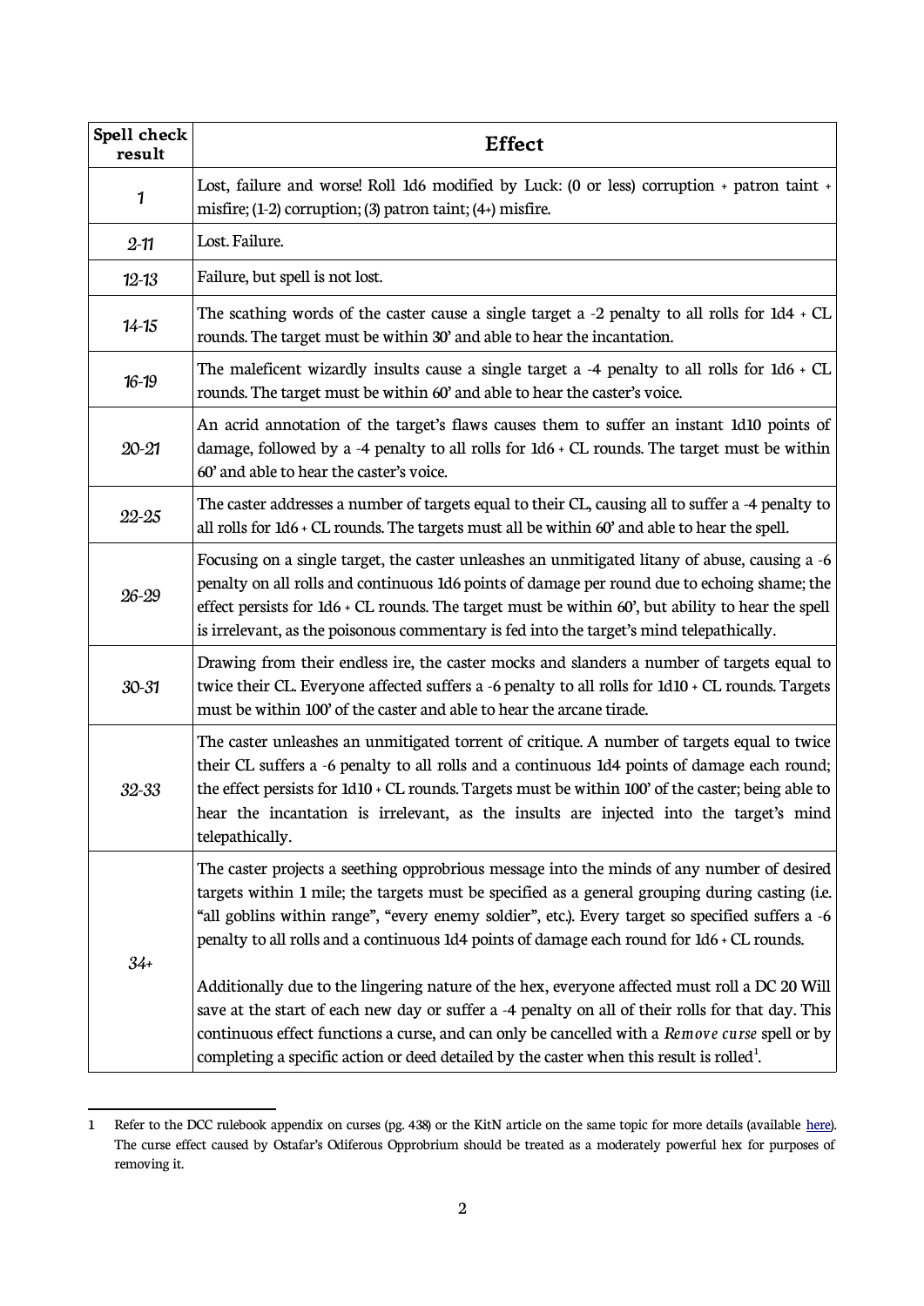| Spell check result | Effect |
|---|---|
| 1 | Lost, failure and worse! Roll 1d6 modified by Luck: (0 or less) corruption + patron taint + misfire; (1-2) corruption; (3) patron taint; (4+) misfire. |
| 2-11 | Lost. Failure. |
| 12-13 | Failure, but spell is not lost. |
| 14-15 | The scathing words of the caster cause a single target a -2 penalty to all rolls for 1d4 + CL rounds. The target must be within 30' and able to hear the incantation. |
| 16-19 | The maleficent wizardly insults cause a single target a -4 penalty to all rolls for 1d6 + CL rounds. The target must be within 60' and able to hear the caster's voice. |
| 20-21 | An acrid annotation of the target's flaws causes them to suffer an instant 1d10 points of damage, followed by a -4 penalty to all rolls for 1d6 + CL rounds. The target must be within 60' and able to hear the caster's voice. |
| 22-25 | The caster addresses a number of targets equal to their CL, causing all to suffer a -4 penalty to all rolls for 1d6 + CL rounds. The targets must all be within 60' and able to hear the spell. |
| 26-29 | Focusing on a single target, the caster unleashes an unmitigated litany of abuse, causing a -6 penalty on all rolls and continuous 1d6 points of damage per round due to echoing shame; the effect persists for 1d6 + CL rounds. The target must be within 60', but ability to hear the spell is irrelevant, as the poisonous commentary is fed into the target's mind telepathically. |
| 30-31 | Drawing from their endless ire, the caster mocks and slanders a number of targets equal to twice their CL. Everyone affected suffers a -6 penalty to all rolls for 1d10 + CL rounds. Targets must be within 100' of the caster and able to hear the arcane tirade. |
| 32-33 | The caster unleashes an unmitigated torrent of critique. A number of targets equal to twice their CL suffers a -6 penalty to all rolls and a continuous 1d4 points of damage each round; the effect persists for 1d10 + CL rounds. Targets must be within 100' of the caster; being able to hear the incantation is irrelevant, as the insults are injected into the target's mind telepathically. |
| 34+ | The caster projects a seething opprobrious message into the minds of any number of desired targets within 1 mile; the targets must be specified as a general grouping during casting (i.e. "all goblins within range", "every enemy soldier", etc.). Every target so specified suffers a -6 penalty to all rolls and a continuous 1d4 points of damage each round for 1d6 + CL rounds.<br><br>Additionally due to the lingering nature of the hex, everyone affected must roll a DC 20 Will save at the start of each new day or suffer a -4 penalty on all of their rolls for that day. This continuous effect functions a curse, and can only be cancelled with a *Remove curse* spell or by completing a specific action or deed detailed by the caster when this result is rolled[1]. |

1 Refer to the DCC rulebook appendix on curses (pg. 438) or the KitN article on the same topic for more details (available here). The curse effect caused by Ostafar's Odiferous Opprobrium should be treated as a moderately powerful hex for purposes of removing it.